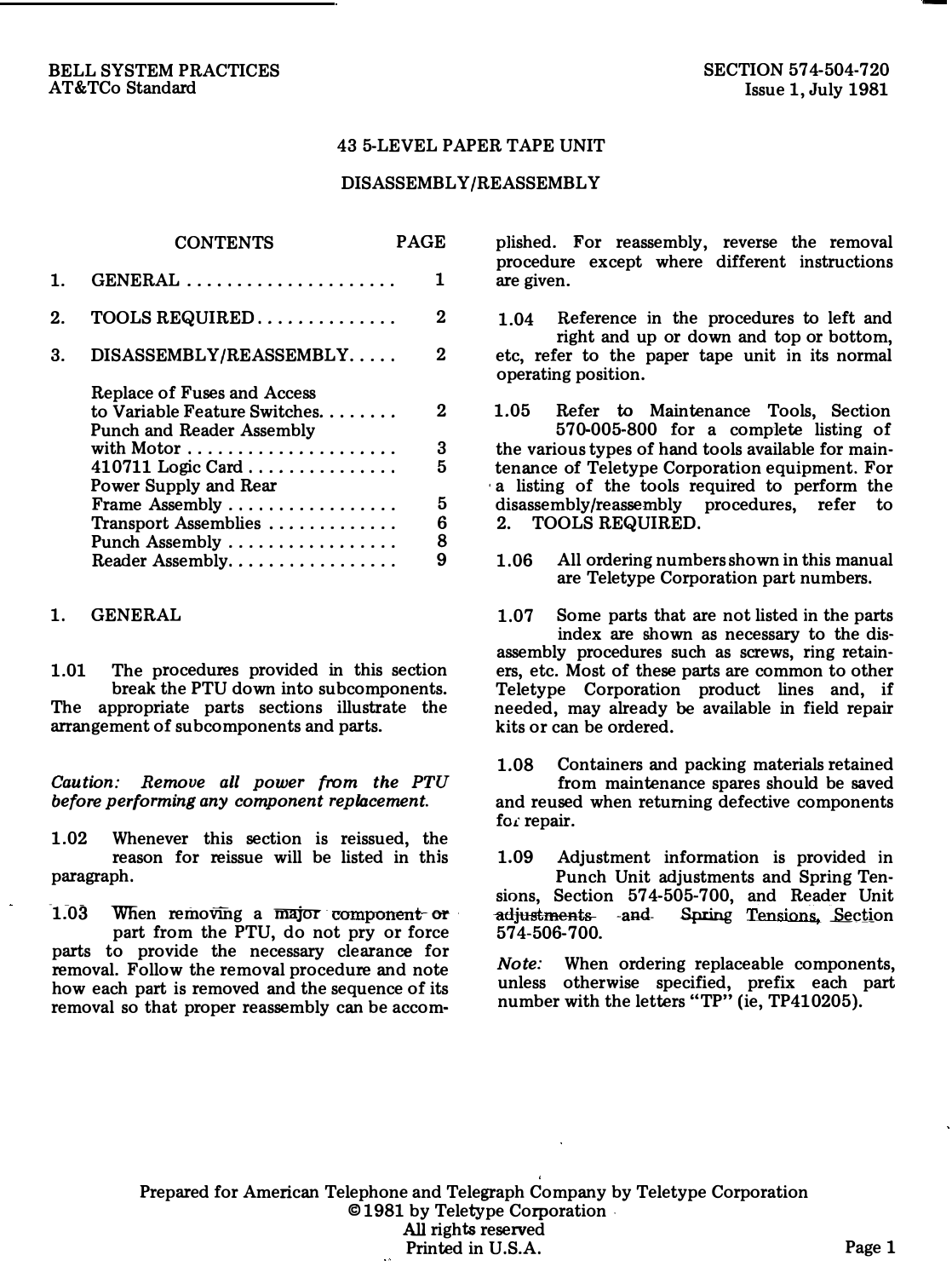BELL SYSTEM PRACTICES
AT&TCo Standard

SECTION 574-504-720
Issue 1, July 1981

# 43 5-LEVEL PAPER TAPE UNIT

## DISASSEMBLY/REASSEMBLY

| CONTENTS | PAGE |
|---|---|
| 1. GENERAL | 1 |
| 2. TOOLS REQUIRED | 2 |
| 3. DISASSEMBLY/REASSEMBLY | 2 |
| Replace of Fuses and Access to Variable Feature Switches | 2 |
| Punch and Reader Assembly with Motor | 3 |
| 410711 Logic Card | 5 |
| Power Supply and Rear Frame Assembly | 5 |
| Transport Assemblies | 6 |
| Punch Assembly | 8 |
| Reader Assembly | 9 |

## 1. GENERAL

1.01 The procedures provided in this section break the PTU down into subcomponents. The appropriate parts sections illustrate the arrangement of subcomponents and parts.

*Caution: Remove all power from the PTU before performing any component replacement.*

1.02 Whenever this section is reissued, the reason for reissue will be listed in this paragraph.

1.03 When removing a major component or part from the PTU, do not pry or force parts to provide the necessary clearance for removal. Follow the removal procedure and note how each part is removed and the sequence of its removal so that proper reassembly can be accomplished. For reassembly, reverse the removal procedure except where different instructions are given.

1.04 Reference in the procedures to left and right and up or down and top or bottom, etc, refer to the paper tape unit in its normal operating position.

1.05 Refer to Maintenance Tools, Section 570-005-800 for a complete listing of the various types of hand tools available for maintenance of Teletype Corporation equipment. For a listing of the tools required to perform the disassembly/reassembly procedures, refer to 2. TOOLS REQUIRED.

1.06 All ordering numbers shown in this manual are Teletype Corporation part numbers.

1.07 Some parts that are not listed in the parts index are shown as necessary to the disassembly procedures such as screws, ring retainers, etc. Most of these parts are common to other Teletype Corporation product lines and, if needed, may already be available in field repair kits or can be ordered.

1.08 Containers and packing materials retained from maintenance spares should be saved and reused when returning defective components for repair.

1.09 Adjustment information is provided in Punch Unit adjustments and Spring Tensions, Section 574-505-700, and Reader Unit adjustments and Spring Tensions, Section 574-506-700.

*Note:* When ordering replaceable components, unless otherwise specified, prefix each part number with the letters "TP" (ie, TP410205).

Prepared for American Telephone and Telegraph Company by Teletype Corporation
©1981 by Teletype Corporation
All rights reserved
Printed in U.S.A.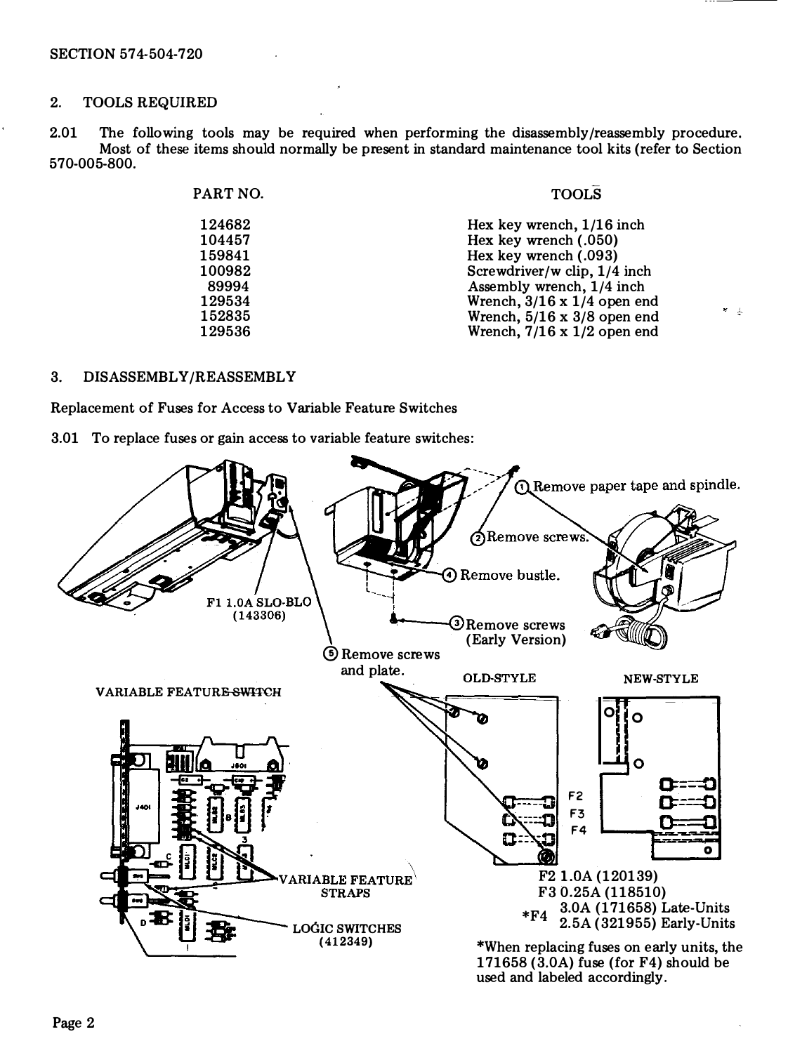SECTION 574-504-720

## 2. TOOLS REQUIRED

2.01 The following tools may be required when performing the disassembly/reassembly procedure. Most of these items should normally be present in standard maintenance tool kits (refer to Section 570-005-800.

| PART NO. | TOOLS |
|---|---|
| 124682 | Hex key wrench, 1/16 inch |
| 104457 | Hex key wrench (.050) |
| 159841 | Hex key wrench (.093) |
| 100982 | Screwdriver/w clip, 1/4 inch |
| 89994 | Assembly wrench, 1/4 inch |
| 129534 | Wrench, 3/16 x 1/4 open end |
| 152835 | Wrench, 5/16 x 3/8 open end |
| 129536 | Wrench, 7/16 x 1/2 open end |

## 3. DISASSEMBLY/REASSEMBLY

### Replacement of Fuses for Access to Variable Feature Switches

3.01 To replace fuses or gain access to variable feature switches:

① Remove paper tape and spindle.

② Remove screws.

③ Remove screws (Early Version)

④ Remove bustle.

⑤ Remove screws and plate.

F1 1.0A SLO-BLO (143306)

VARIABLE FEATURE SWITCH

VARIABLE FEATURE STRAPS

LOGIC SWITCHES (412349)

OLD-STYLE NEW-STYLE

F2 1.0A (120139)
F3 0.25A (118510)
*F4 3.0A (171658) Late-Units
2.5A (321955) Early-Units

*When replacing fuses on early units, the 171658 (3.0A) fuse (for F4) should be used and labeled accordingly.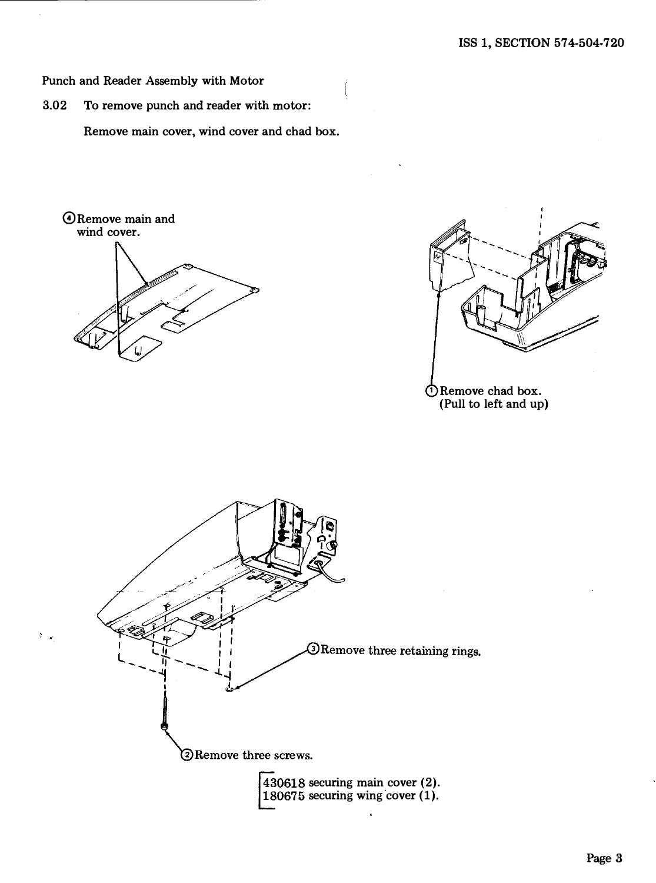Punch and Reader Assembly with Motor

3.02 To remove punch and reader with motor:

Remove main cover, wind cover and chad box.

④ Remove main and wind cover.

① Remove chad box. (Pull to left and up)

③ Remove three retaining rings.

② Remove three screws.

430618 securing main cover (2).
180675 securing wing cover (1).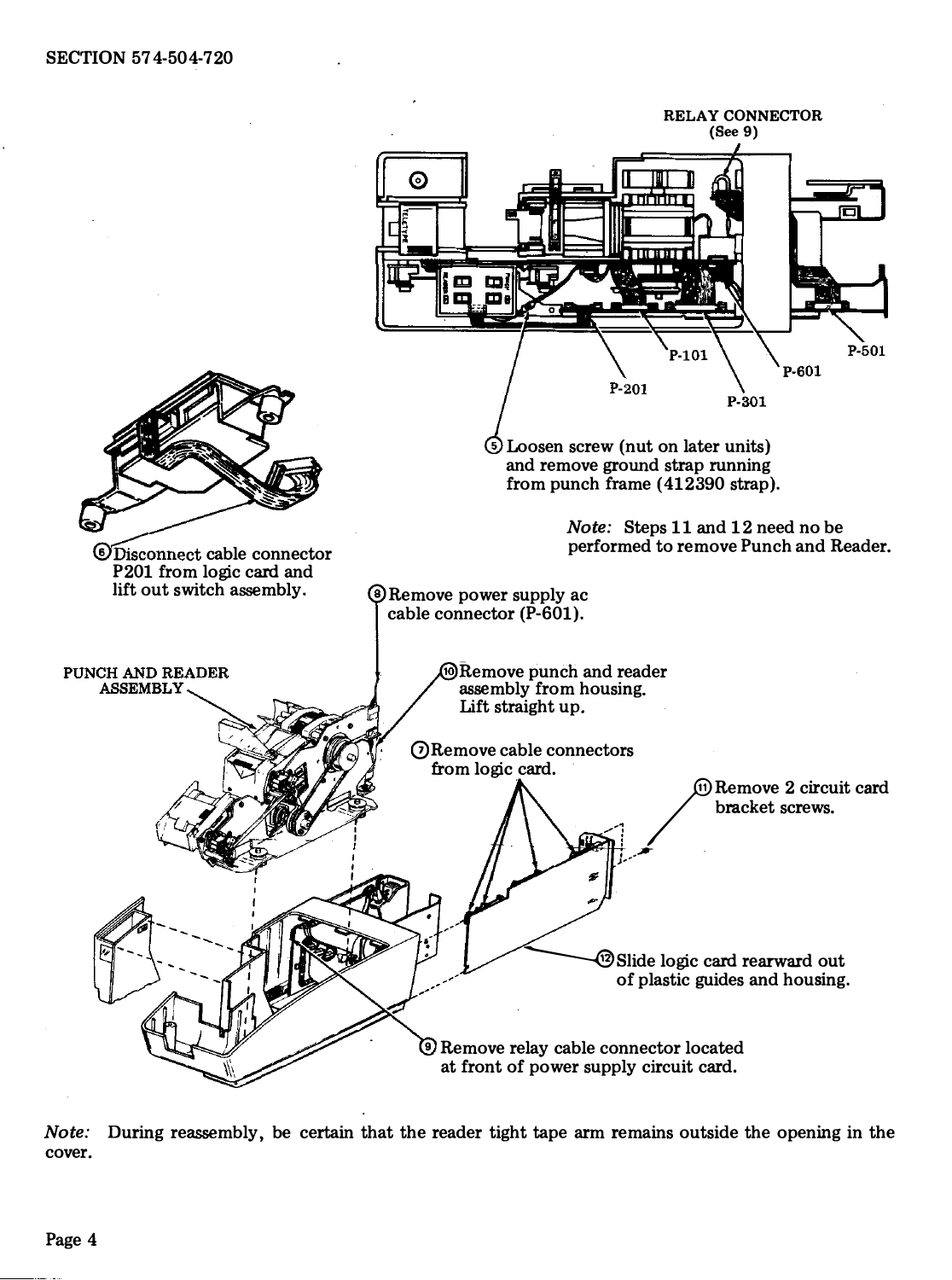RELAY CONNECTOR (See 9)

P-101

P-201

P-301

P-601

P-501

(5) Loosen screw (nut on later units) and remove ground strap running from punch frame (412390 strap).

*Note:* Steps 11 and 12 need no be performed to remove Punch and Reader.

(6) Disconnect cable connector P201 from logic card and lift out switch assembly.

(8) Remove power supply ac cable connector (P-601).

PUNCH AND READER ASSEMBLY

(10) Remove punch and reader assembly from housing. Lift straight up.

(7) Remove cable connectors from logic card.

(11) Remove 2 circuit card bracket screws.

(12) Slide logic card rearward out of plastic guides and housing.

(9) Remove relay cable connector located at front of power supply circuit card.

*Note:* During reassembly, be certain that the reader tight tape arm remains outside the opening in the cover.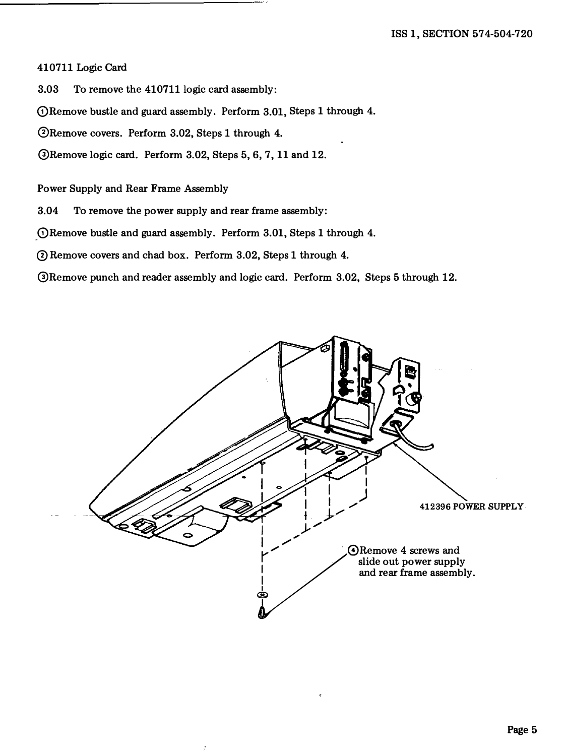410711 Logic Card

3.03 To remove the 410711 logic card assembly:

① Remove bustle and guard assembly. Perform 3.01, Steps 1 through 4.

② Remove covers. Perform 3.02, Steps 1 through 4.

③ Remove logic card. Perform 3.02, Steps 5, 6, 7, 11 and 12.

Power Supply and Rear Frame Assembly

3.04 To remove the power supply and rear frame assembly:

① Remove bustle and guard assembly. Perform 3.01, Steps 1 through 4.

② Remove covers and chad box. Perform 3.02, Steps 1 through 4.

③ Remove punch and reader assembly and logic card. Perform 3.02, Steps 5 through 12.

412396 POWER SUPPLY

④ Remove 4 screws and slide out power supply and rear frame assembly.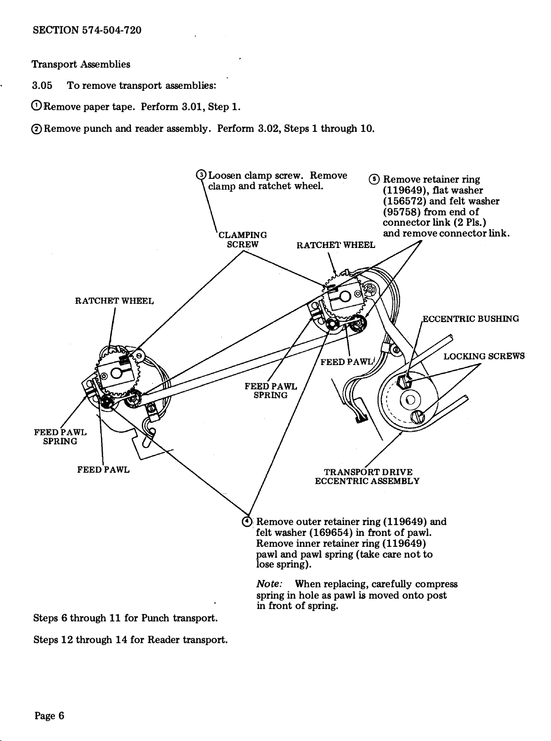## Transport Assemblies

3.05 To remove transport assemblies:

① Remove paper tape. Perform 3.01, Step 1.

② Remove punch and reader assembly. Perform 3.02, Steps 1 through 10.

③ Loosen clamp screw. Remove clamp and ratchet wheel.

④ Remove outer retainer ring (119649) and felt washer (169654) in front of pawl. Remove inner retainer ring (119649) pawl and pawl spring (take care not to lose spring).

*Note:* When replacing, carefully compress spring in hole as pawl is moved onto post in front of spring.

⑤ Remove retainer ring (119649), flat washer (156572) and felt washer (95758) from end of connector link (2 Pls.) and remove connector link.

CLAMPING SCREW

RATCHET WHEEL

RATCHET WHEEL

ECCENTRIC BUSHING

LOCKING SCREWS

FEED PAWL

FEED PAWL SPRING

FEED PAWL SPRING

FEED PAWL

TRANSPORT DRIVE ECCENTRIC ASSEMBLY

Steps 6 through 11 for Punch transport.

Steps 12 through 14 for Reader transport.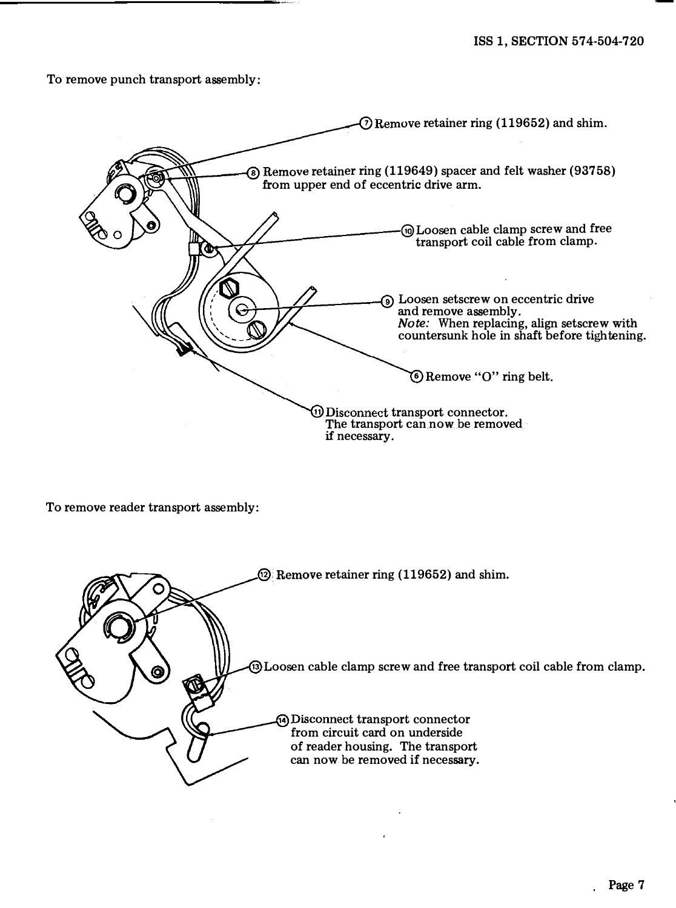To remove punch transport assembly:

⑦ Remove retainer ring (119652) and shim.

⑧ Remove retainer ring (119649) spacer and felt washer (93758) from upper end of eccentric drive arm.

⑩ Loosen cable clamp screw and free transport coil cable from clamp.

⑨ Loosen setscrew on eccentric drive and remove assembly.
*Note:* When replacing, align setscrew with countersunk hole in shaft before tightening.

⑥ Remove "O" ring belt.

⑪ Disconnect transport connector. The transport can now be removed if necessary.

To remove reader transport assembly:

⑫ Remove retainer ring (119652) and shim.

⑬ Loosen cable clamp screw and free transport coil cable from clamp.

⑭ Disconnect transport connector from circuit card on underside of reader housing. The transport can now be removed if necessary.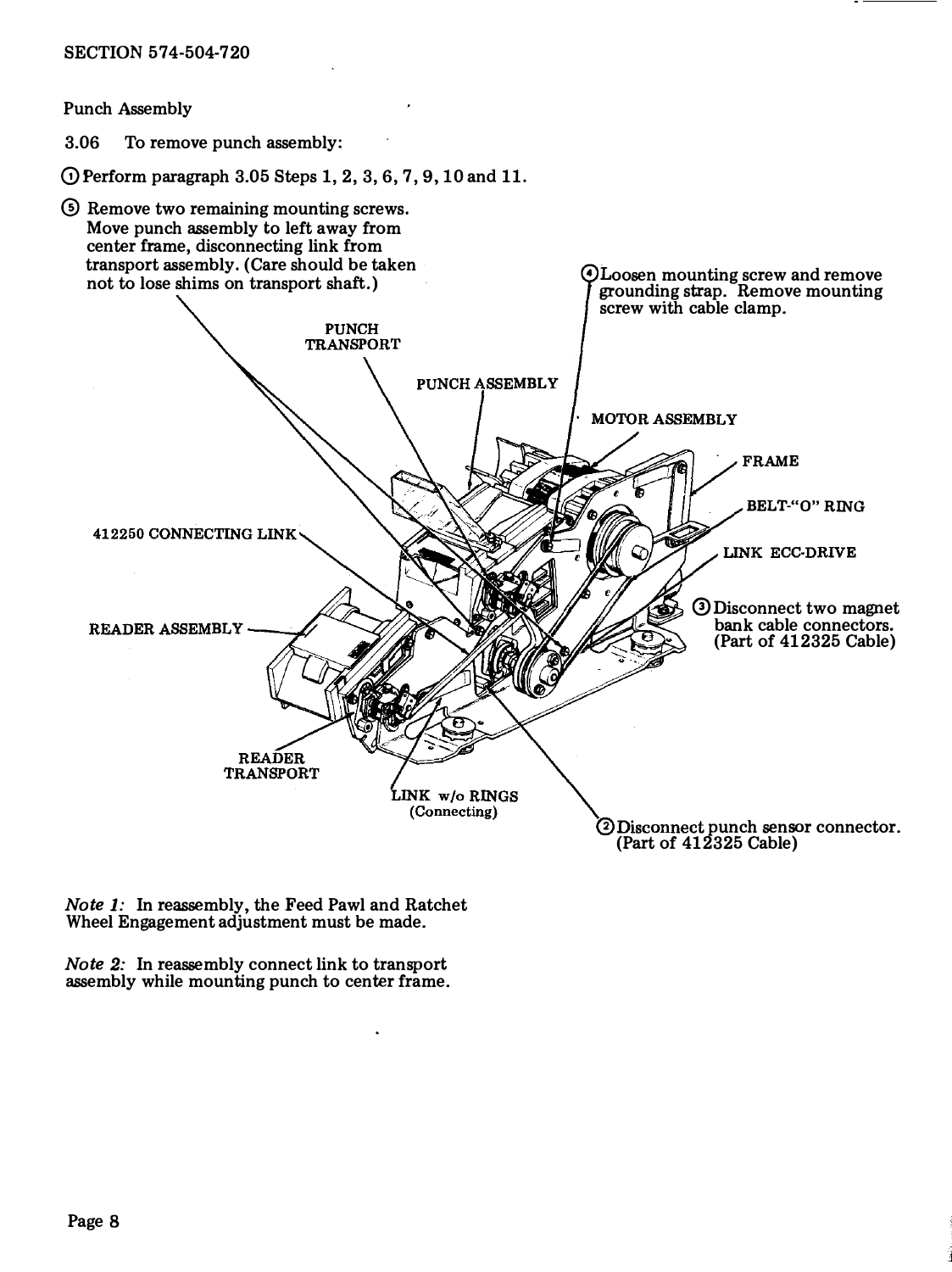Punch Assembly

3.06 To remove punch assembly:

① Perform paragraph 3.05 Steps 1, 2, 3, 6, 7, 9, 10 and 11.

⑤ Remove two remaining mounting screws. Move punch assembly to left away from center frame, disconnecting link from transport assembly. (Care should be taken not to lose shims on transport shaft.)

④ Loosen mounting screw and remove grounding strap. Remove mounting screw with cable clamp.

PUNCH TRANSPORT

PUNCH ASSEMBLY

MOTOR ASSEMBLY

FRAME

BELT-"O" RING

LINK ECC-DRIVE

412250 CONNECTING LINK

③ Disconnect two magnet bank cable connectors. (Part of 412325 Cable)

READER ASSEMBLY

READER TRANSPORT

LINK w/o RINGS (Connecting)

② Disconnect punch sensor connector. (Part of 412325 Cable)

*Note 1:* In reassembly, the Feed Pawl and Ratchet Wheel Engagement adjustment must be made.

*Note 2:* In reassembly connect link to transport assembly while mounting punch to center frame.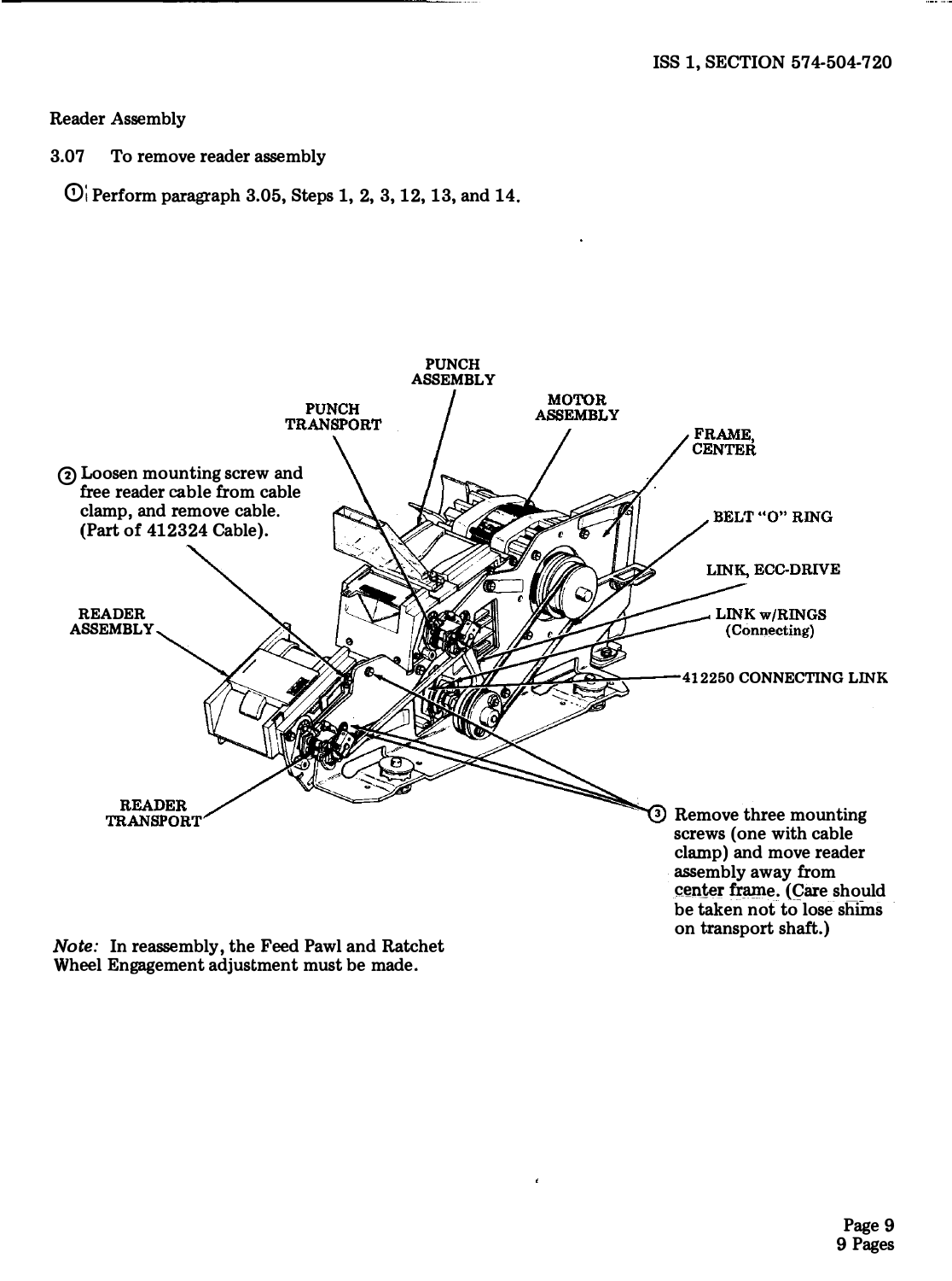Reader Assembly

3.07 To remove reader assembly

(1) Perform paragraph 3.05, Steps 1, 2, 3, 12, 13, and 14.

PUNCH ASSEMBLY

PUNCH TRANSPORT

MOTOR ASSEMBLY

FRAME, CENTER

(2) Loosen mounting screw and free reader cable from cable clamp, and remove cable. (Part of 412324 Cable).

BELT "O" RING

LINK, ECC-DRIVE

READER ASSEMBLY

LINK w/RINGS (Connecting)

412250 CONNECTING LINK

READER TRANSPORT

(3) Remove three mounting screws (one with cable clamp) and move reader assembly away from center frame. (Care should be taken not to lose shims on transport shaft.)

*Note:* In reassembly, the Feed Pawl and Ratchet Wheel Engagement adjustment must be made.